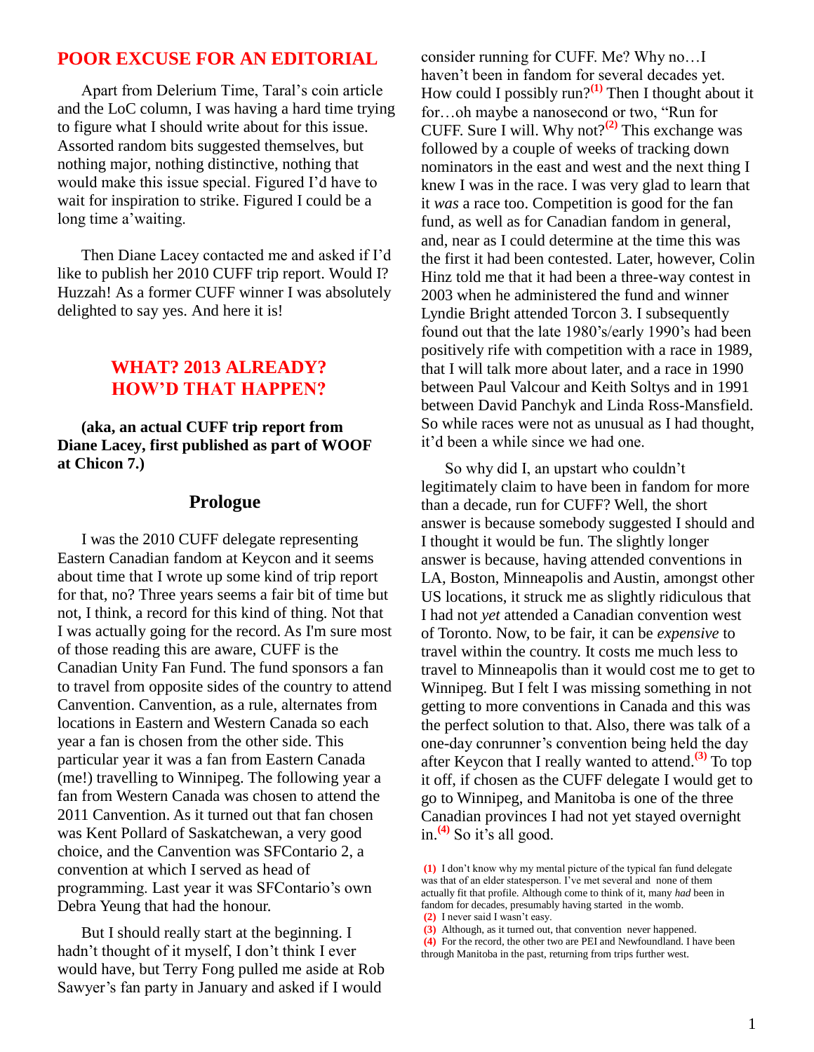## POOR EXCUSE FOR AN EDITORIAL

Apart from Delerium Time, Taral's coin article and the LoC column, I was having a hard time trying to figure what I should write about for this issue. Assorted random bits suggested themselves, but nothing major, nothing distinctive, nothing that would make this issue special. Figured I'd have to wait for inspiration to strike. Figured I could be a long time a'waiting.

Then Diane Lacey contacted me and asked if I'd like to publish her 2010 CUFF trip report. Would I? Huzzah! As a former CUFF winner I was absolutely delighted to say yes. And here it is!

## WHAT? 2013 ALREADY? HOW'D THAT HAPPEN?

**(aka, an actual CUFF trip report from Diane Lacey, first published as part of WOOF at Chicon 7.)**

### Prologue

I was the 2010 CUFF delegate representing Eastern Canadian fandom at Keycon and it seems about time that I wrote up some kind of trip report for that, no? Three years seems a fair bit of time but not, I think, a record for this kind of thing. Not that I was actually going for the record. As I'm sure most of those reading this are aware, CUFF is the Canadian Unity Fan Fund. The fund sponsors a fan to travel from opposite sides of the country to attend Canvention. Canvention, as a rule, alternates from locations in Eastern and Western Canada so each year a fan is chosen from the other side. This particular year it was a fan from Eastern Canada (me!) travelling to Winnipeg. The following year a fan from Western Canada was chosen to attend the 2011 Canvention. As it turned out that fan chosen was Kent Pollard of Saskatchewan, a very good choice, and the Canvention was SFContario 2, a convention at which I served as head of programming. Last year it was SFContario's own Debra Yeung that had the honour.

But I should really start at the beginning. I hadn't thought of it myself, I don't think I ever would have, but Terry Fong pulled me aside at Rob Sawyer's fan party in January and asked if I would consider running for CUFF. Me? Why no…I haven't been in fandom for several decades yet. How could I possibly run?[(1)] Then I thought about it for…oh maybe a nanosecond or two, "Run for CUFF. Sure I will. Why not?[(2)] This exchange was followed by a couple of weeks of tracking down nominators in the east and west and the next thing I knew I was in the race. I was very glad to learn that it *was* a race too. Competition is good for the fan fund, as well as for Canadian fandom in general, and, near as I could determine at the time this was the first it had been contested. Later, however, Colin Hinz told me that it had been a three-way contest in 2003 when he administered the fund and winner Lyndie Bright attended Torcon 3. I subsequently found out that the late 1980's/early 1990's had been positively rife with competition with a race in 1989, that I will talk more about later, and a race in 1990 between Paul Valcour and Keith Soltys and in 1991 between David Panchyk and Linda Ross-Mansfield. So while races were not as unusual as I had thought, it'd been a while since we had one.

So why did I, an upstart who couldn't legitimately claim to have been in fandom for more than a decade, run for CUFF? Well, the short answer is because somebody suggested I should and I thought it would be fun. The slightly longer answer is because, having attended conventions in LA, Boston, Minneapolis and Austin, amongst other US locations, it struck me as slightly ridiculous that I had not *yet* attended a Canadian convention west of Toronto. Now, to be fair, it can be *expensive* to travel within the country. It costs me much less to travel to Minneapolis than it would cost me to get to Winnipeg. But I felt I was missing something in not getting to more conventions in Canada and this was the perfect solution to that. Also, there was talk of a one-day conrunner's convention being held the day after Keycon that I really wanted to attend.[(3)] To top it off, if chosen as the CUFF delegate I would get to go to Winnipeg, and Manitoba is one of the three Canadian provinces I had not yet stayed overnight in.[(4)] So it's all good.

(1) I don't know why my mental picture of the typical fan fund delegate was that of an elder statesperson. I've met several and none of them actually fit that profile. Although come to think of it, many *had* been in fandom for decades, presumably having started in the womb.

(2) I never said I wasn't easy.

(3) Although, as it turned out, that convention never happened.

(4) For the record, the other two are PEI and Newfoundland. I have been through Manitoba in the past, returning from trips further west.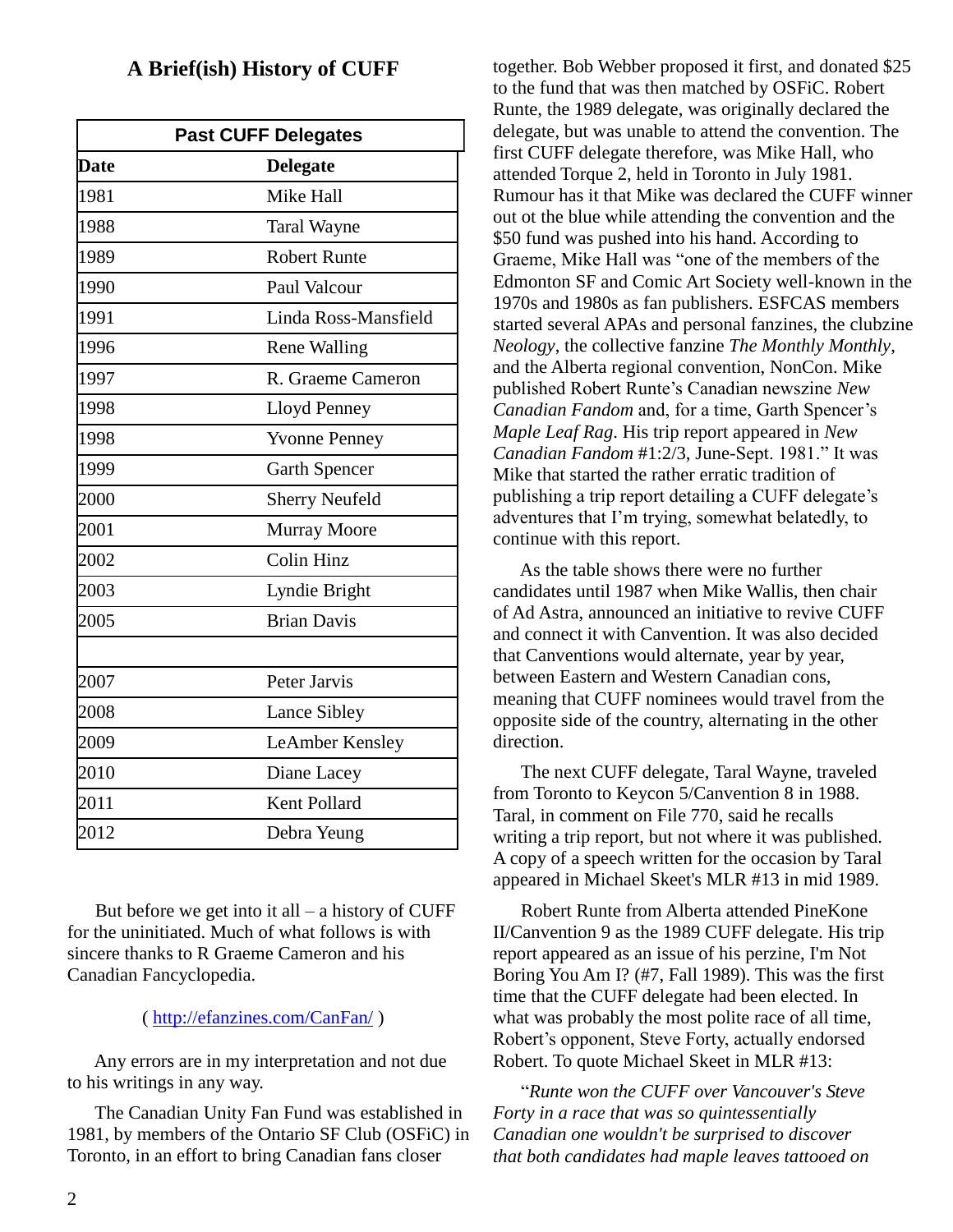## A Brief(ish) History of CUFF

| Past CUFF Delegates | |
|---|---|
| **Date** | **Delegate** |
| 1981 | Mike Hall |
| 1988 | Taral Wayne |
| 1989 | Robert Runte |
| 1990 | Paul Valcour |
| 1991 | Linda Ross-Mansfield |
| 1996 | Rene Walling |
| 1997 | R. Graeme Cameron |
| 1998 | Lloyd Penney |
| 1998 | Yvonne Penney |
| 1999 | Garth Spencer |
| 2000 | Sherry Neufeld |
| 2001 | Murray Moore |
| 2002 | Colin Hinz |
| 2003 | Lyndie Bright |
| 2005 | Brian Davis |
| | |
| 2007 | Peter Jarvis |
| 2008 | Lance Sibley |
| 2009 | LeAmber Kensley |
| 2010 | Diane Lacey |
| 2011 | Kent Pollard |
| 2012 | Debra Yeung |

But before we get into it all – a history of CUFF for the uninitiated. Much of what follows is with sincere thanks to R Graeme Cameron and his Canadian Fancyclopedia.

( http://efanzines.com/CanFan/ )

Any errors are in my interpretation and not due to his writings in any way.

The Canadian Unity Fan Fund was established in 1981, by members of the Ontario SF Club (OSFiC) in Toronto, in an effort to bring Canadian fans closer together. Bob Webber proposed it first, and donated $25 to the fund that was then matched by OSFiC. Robert Runte, the 1989 delegate, was originally declared the delegate, but was unable to attend the convention. The first CUFF delegate therefore, was Mike Hall, who attended Torque 2, held in Toronto in July 1981. Rumour has it that Mike was declared the CUFF winner out ot the blue while attending the convention and the $50 fund was pushed into his hand. According to Graeme, Mike Hall was "one of the members of the Edmonton SF and Comic Art Society well-known in the 1970s and 1980s as fan publishers. ESFCAS members started several APAs and personal fanzines, the clubzine *Neology*, the collective fanzine *The Monthly Monthly*, and the Alberta regional convention, NonCon. Mike published Robert Runte's Canadian newszine *New Canadian Fandom* and, for a time, Garth Spencer's *Maple Leaf Rag*. His trip report appeared in *New Canadian Fandom* #1:2/3, June-Sept. 1981." It was Mike that started the rather erratic tradition of publishing a trip report detailing a CUFF delegate's adventures that I'm trying, somewhat belatedly, to continue with this report.

As the table shows there were no further candidates until 1987 when Mike Wallis, then chair of Ad Astra, announced an initiative to revive CUFF and connect it with Canvention. It was also decided that Canventions would alternate, year by year, between Eastern and Western Canadian cons, meaning that CUFF nominees would travel from the opposite side of the country, alternating in the other direction.

The next CUFF delegate, Taral Wayne, traveled from Toronto to Keycon 5/Canvention 8 in 1988. Taral, in comment on File 770, said he recalls writing a trip report, but not where it was published. A copy of a speech written for the occasion by Taral appeared in Michael Skeet's MLR #13 in mid 1989.

Robert Runte from Alberta attended PineKone II/Canvention 9 as the 1989 CUFF delegate. His trip report appeared as an issue of his perzine, I'm Not Boring You Am I? (#7, Fall 1989). This was the first time that the CUFF delegate had been elected. In what was probably the most polite race of all time, Robert's opponent, Steve Forty, actually endorsed Robert. To quote Michael Skeet in MLR #13:

"*Runte won the CUFF over Vancouver's Steve Forty in a race that was so quintessentially Canadian one wouldn't be surprised to discover that both candidates had maple leaves tattooed on*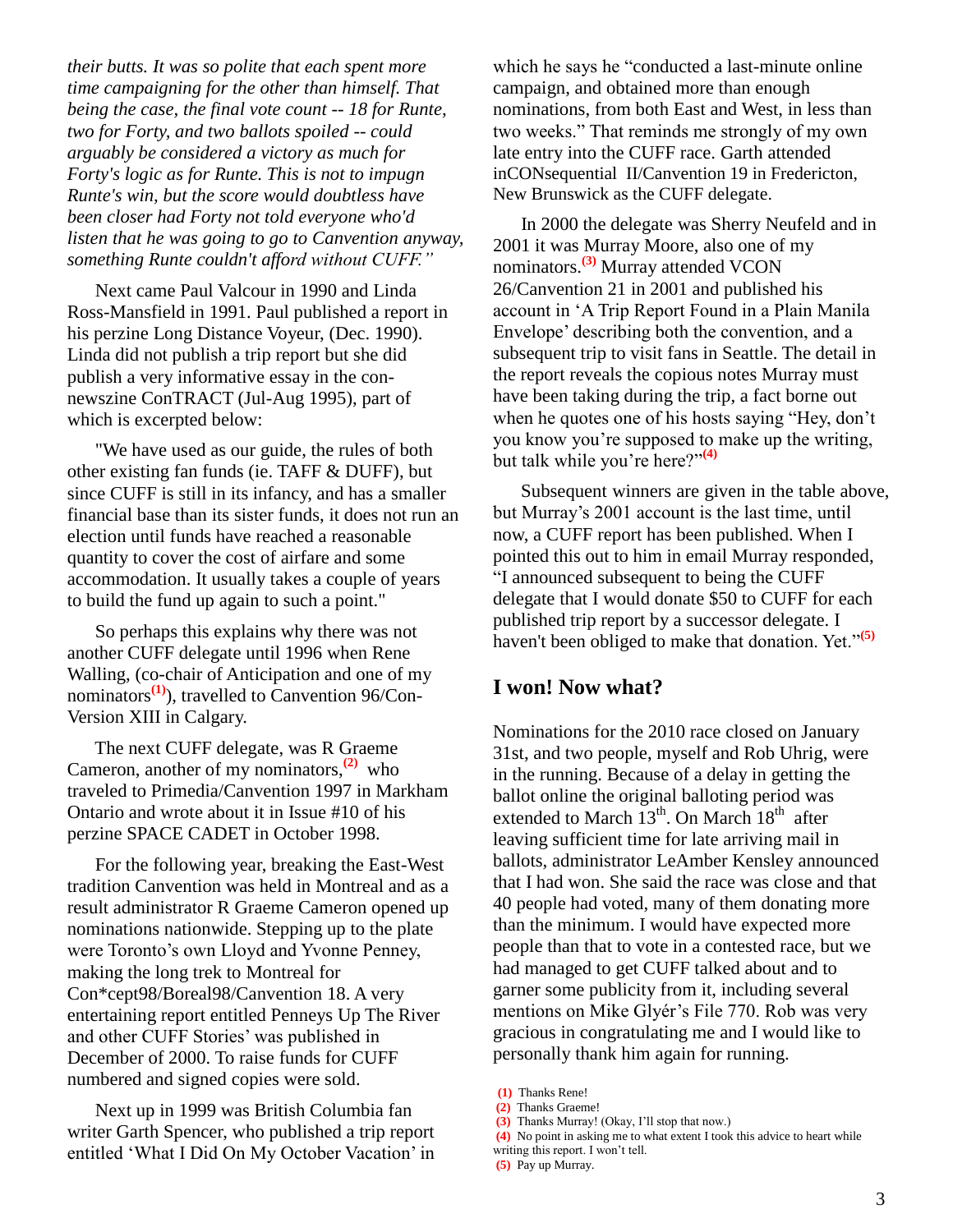*their butts. It was so polite that each spent more time campaigning for the other than himself. That being the case, the final vote count -- 18 for Runte, two for Forty, and two ballots spoiled -- could arguably be considered a victory as much for Forty's logic as for Runte. This is not to impugn Runte's win, but the score would doubtless have been closer had Forty not told everyone who'd listen that he was going to go to Canvention anyway, something Runte couldn't afford without CUFF."*

Next came Paul Valcour in 1990 and Linda Ross-Mansfield in 1991. Paul published a report in his perzine Long Distance Voyeur, (Dec. 1990). Linda did not publish a trip report but she did publish a very informative essay in the con-newszine ConTRACT (Jul-Aug 1995), part of which is excerpted below:

"We have used as our guide, the rules of both other existing fan funds (ie. TAFF & DUFF), but since CUFF is still in its infancy, and has a smaller financial base than its sister funds, it does not run an election until funds have reached a reasonable quantity to cover the cost of airfare and some accommodation. It usually takes a couple of years to build the fund up again to such a point."

So perhaps this explains why there was not another CUFF delegate until 1996 when Rene Walling, (co-chair of Anticipation and one of my nominators[1]), travelled to Convention 96/Con-Version XIII in Calgary.

The next CUFF delegate, was R Graeme Cameron, another of my nominators,[2] who traveled to Primedia/Canvention 1997 in Markham Ontario and wrote about it in Issue #10 of his perzine SPACE CADET in October 1998.

For the following year, breaking the East-West tradition Canvention was held in Montreal and as a result administrator R Graeme Cameron opened up nominations nationwide. Stepping up to the plate were Toronto's own Lloyd and Yvonne Penney, making the long trek to Montreal for Con*cept98/Boreal98/Canvention 18. A very entertaining report entitled Penneys Up The River and other CUFF Stories' was published in December of 2000. To raise funds for CUFF numbered and signed copies were sold.

Next up in 1999 was British Columbia fan writer Garth Spencer, who published a trip report entitled 'What I Did On My October Vacation' in which he says he "conducted a last-minute online campaign, and obtained more than enough nominations, from both East and West, in less than two weeks." That reminds me strongly of my own late entry into the CUFF race. Garth attended inCONsequential II/Canvention 19 in Fredericton, New Brunswick as the CUFF delegate.

In 2000 the delegate was Sherry Neufeld and in 2001 it was Murray Moore, also one of my nominators.[3] Murray attended VCON 26/Canvention 21 in 2001 and published his account in 'A Trip Report Found in a Plain Manila Envelope' describing both the convention, and a subsequent trip to visit fans in Seattle. The detail in the report reveals the copious notes Murray must have been taking during the trip, a fact borne out when he quotes one of his hosts saying "Hey, don't you know you're supposed to make up the writing, but talk while you're here?"[4]

Subsequent winners are given in the table above, but Murray's 2001 account is the last time, until now, a CUFF report has been published. When I pointed this out to him in email Murray responded, "I announced subsequent to being the CUFF delegate that I would donate $50 to CUFF for each published trip report by a successor delegate. I haven't been obliged to make that donation. Yet."[5]

## I won! Now what?

Nominations for the 2010 race closed on January 31st, and two people, myself and Rob Uhrig, were in the running. Because of a delay in getting the ballot online the original balloting period was extended to March 13th. On March 18th after leaving sufficient time for late arriving mail in ballots, administrator LeAmber Kensley announced that I had won. She said the race was close and that 40 people had voted, many of them donating more than the minimum. I would have expected more people than that to vote in a contested race, but we had managed to get CUFF talked about and to garner some publicity from it, including several mentions on Mike Glyér's File 770. Rob was very gracious in congratulating me and I would like to personally thank him again for running.

(1) Thanks Rene!
(2) Thanks Graeme!
(3) Thanks Murray! (Okay, I'll stop that now.)
(4) No point in asking me to what extent I took this advice to heart while writing this report. I won't tell.
(5) Pay up Murray.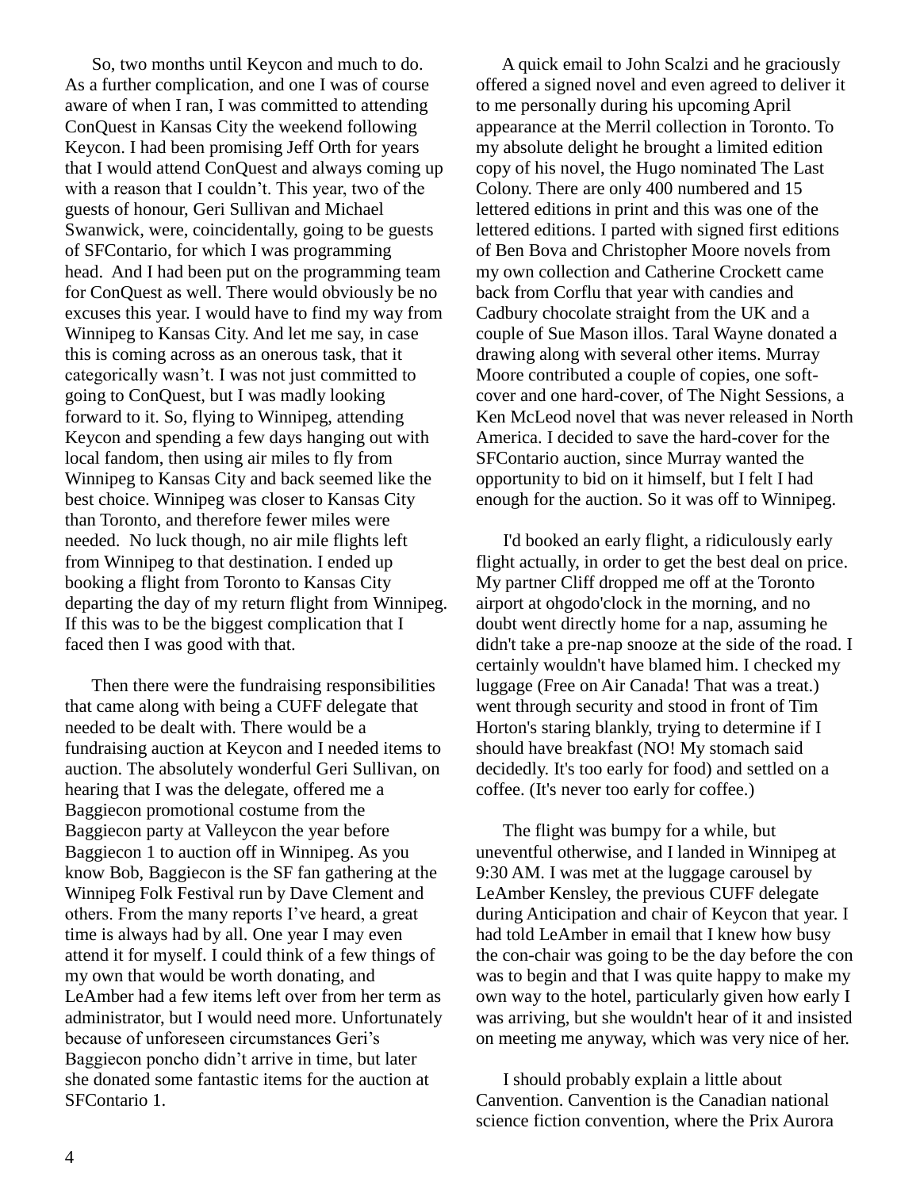So, two months until Keycon and much to do. As a further complication, and one I was of course aware of when I ran, I was committed to attending ConQuest in Kansas City the weekend following Keycon. I had been promising Jeff Orth for years that I would attend ConQuest and always coming up with a reason that I couldn't. This year, two of the guests of honour, Geri Sullivan and Michael Swanwick, were, coincidentally, going to be guests of SFContario, for which I was programming head. And I had been put on the programming team for ConQuest as well. There would obviously be no excuses this year. I would have to find my way from Winnipeg to Kansas City. And let me say, in case this is coming across as an onerous task, that it categorically wasn't. I was not just committed to going to ConQuest, but I was madly looking forward to it. So, flying to Winnipeg, attending Keycon and spending a few days hanging out with local fandom, then using air miles to fly from Winnipeg to Kansas City and back seemed like the best choice. Winnipeg was closer to Kansas City than Toronto, and therefore fewer miles were needed. No luck though, no air mile flights left from Winnipeg to that destination. I ended up booking a flight from Toronto to Kansas City departing the day of my return flight from Winnipeg. If this was to be the biggest complication that I faced then I was good with that.

Then there were the fundraising responsibilities that came along with being a CUFF delegate that needed to be dealt with. There would be a fundraising auction at Keycon and I needed items to auction. The absolutely wonderful Geri Sullivan, on hearing that I was the delegate, offered me a Baggiecon promotional costume from the Baggiecon party at Valleycon the year before Baggiecon 1 to auction off in Winnipeg. As you know Bob, Baggiecon is the SF fan gathering at the Winnipeg Folk Festival run by Dave Clement and others. From the many reports I've heard, a great time is always had by all. One year I may even attend it for myself. I could think of a few things of my own that would be worth donating, and LeAmber had a few items left over from her term as administrator, but I would need more. Unfortunately because of unforeseen circumstances Geri's Baggiecon poncho didn't arrive in time, but later she donated some fantastic items for the auction at SFContario 1.

A quick email to John Scalzi and he graciously offered a signed novel and even agreed to deliver it to me personally during his upcoming April appearance at the Merril collection in Toronto. To my absolute delight he brought a limited edition copy of his novel, the Hugo nominated The Last Colony. There are only 400 numbered and 15 lettered editions in print and this was one of the lettered editions. I parted with signed first editions of Ben Bova and Christopher Moore novels from my own collection and Catherine Crockett came back from Corflu that year with candies and Cadbury chocolate straight from the UK and a couple of Sue Mason illos. Taral Wayne donated a drawing along with several other items. Murray Moore contributed a couple of copies, one soft-cover and one hard-cover, of The Night Sessions, a Ken McLeod novel that was never released in North America. I decided to save the hard-cover for the SFContario auction, since Murray wanted the opportunity to bid on it himself, but I felt I had enough for the auction. So it was off to Winnipeg.

I'd booked an early flight, a ridiculously early flight actually, in order to get the best deal on price. My partner Cliff dropped me off at the Toronto airport at ohgodo'clock in the morning, and no doubt went directly home for a nap, assuming he didn't take a pre-nap snooze at the side of the road. I certainly wouldn't have blamed him. I checked my luggage (Free on Air Canada! That was a treat.) went through security and stood in front of Tim Horton's staring blankly, trying to determine if I should have breakfast (NO! My stomach said decidedly. It's too early for food) and settled on a coffee. (It's never too early for coffee.)

The flight was bumpy for a while, but uneventful otherwise, and I landed in Winnipeg at 9:30 AM. I was met at the luggage carousel by LeAmber Kensley, the previous CUFF delegate during Anticipation and chair of Keycon that year. I had told LeAmber in email that I knew how busy the con-chair was going to be the day before the con was to begin and that I was quite happy to make my own way to the hotel, particularly given how early I was arriving, but she wouldn't hear of it and insisted on meeting me anyway, which was very nice of her.

I should probably explain a little about Canvention. Canvention is the Canadian national science fiction convention, where the Prix Aurora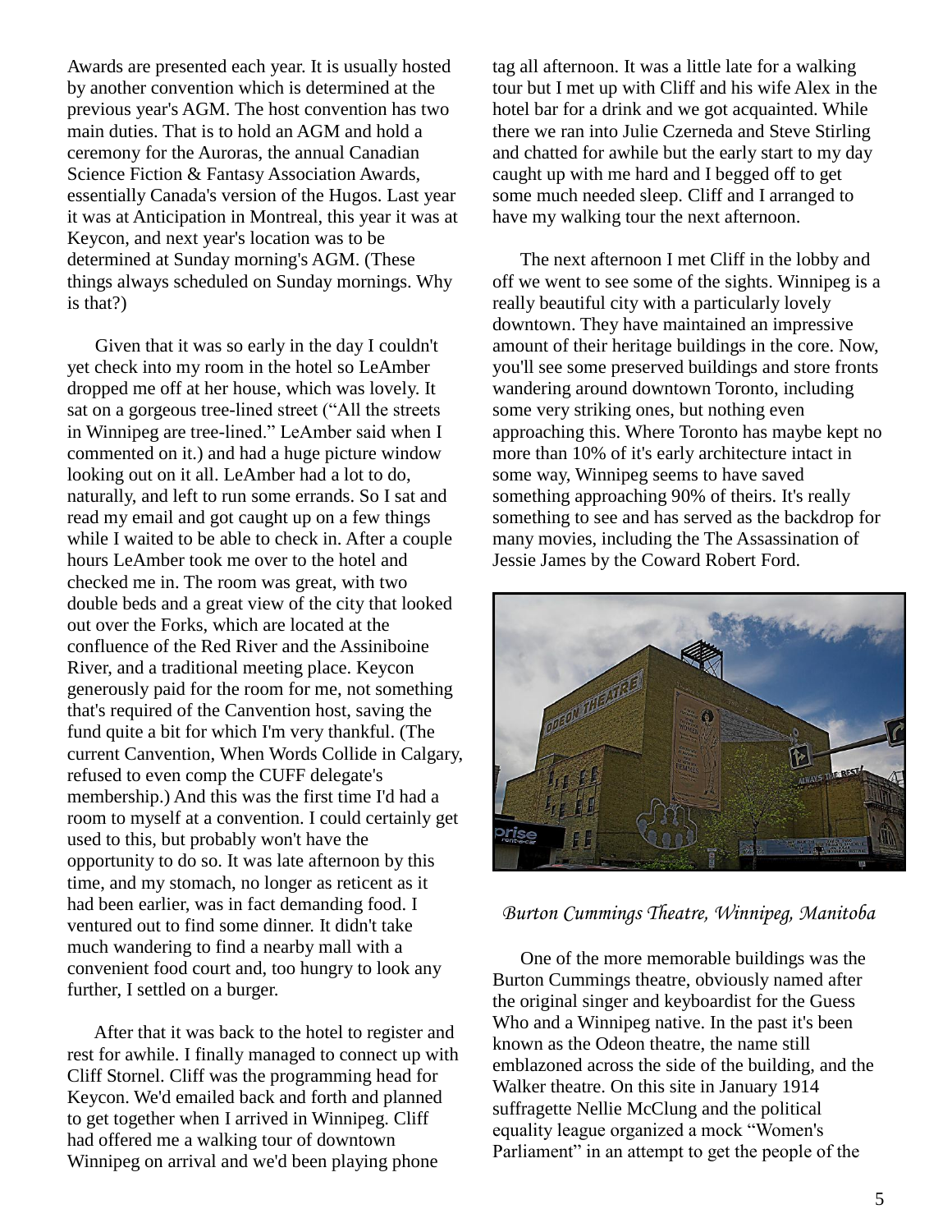Awards are presented each year. It is usually hosted by another convention which is determined at the previous year's AGM. The host convention has two main duties. That is to hold an AGM and hold a ceremony for the Auroras, the annual Canadian Science Fiction & Fantasy Association Awards, essentially Canada's version of the Hugos. Last year it was at Anticipation in Montreal, this year it was at Keycon, and next year's location was to be determined at Sunday morning's AGM. (These things always scheduled on Sunday mornings. Why is that?)

Given that it was so early in the day I couldn't yet check into my room in the hotel so LeAmber dropped me off at her house, which was lovely. It sat on a gorgeous tree-lined street ("All the streets in Winnipeg are tree-lined." LeAmber said when I commented on it.) and had a huge picture window looking out on it all. LeAmber had a lot to do, naturally, and left to run some errands. So I sat and read my email and got caught up on a few things while I waited to be able to check in. After a couple hours LeAmber took me over to the hotel and checked me in. The room was great, with two double beds and a great view of the city that looked out over the Forks, which are located at the confluence of the Red River and the Assiniboine River, and a traditional meeting place. Keycon generously paid for the room for me, not something that's required of the Canvention host, saving the fund quite a bit for which I'm very thankful. (The current Canvention, When Words Collide in Calgary, refused to even comp the CUFF delegate's membership.) And this was the first time I'd had a room to myself at a convention. I could certainly get used to this, but probably won't have the opportunity to do so. It was late afternoon by this time, and my stomach, no longer as reticent as it had been earlier, was in fact demanding food. I ventured out to find some dinner. It didn't take much wandering to find a nearby mall with a convenient food court and, too hungry to look any further, I settled on a burger.

After that it was back to the hotel to register and rest for awhile. I finally managed to connect up with Cliff Stornel. Cliff was the programming head for Keycon. We'd emailed back and forth and planned to get together when I arrived in Winnipeg. Cliff had offered me a walking tour of downtown Winnipeg on arrival and we'd been playing phone tag all afternoon. It was a little late for a walking tour but I met up with Cliff and his wife Alex in the hotel bar for a drink and we got acquainted. While there we ran into Julie Czerneda and Steve Stirling and chatted for awhile but the early start to my day caught up with me hard and I begged off to get some much needed sleep. Cliff and I arranged to have my walking tour the next afternoon.

The next afternoon I met Cliff in the lobby and off we went to see some of the sights. Winnipeg is a really beautiful city with a particularly lovely downtown. They have maintained an impressive amount of their heritage buildings in the core. Now, you'll see some preserved buildings and store fronts wandering around downtown Toronto, including some very striking ones, but nothing even approaching this. Where Toronto has maybe kept no more than 10% of it's early architecture intact in some way, Winnipeg seems to have saved something approaching 90% of theirs. It's really something to see and has served as the backdrop for many movies, including the The Assassination of Jessie James by the Coward Robert Ford.

*Burton Cummings Theatre, Winnipeg, Manitoba*

One of the more memorable buildings was the Burton Cummings theatre, obviously named after the original singer and keyboardist for the Guess Who and a Winnipeg native. In the past it's been known as the Odeon theatre, the name still emblazoned across the side of the building, and the Walker theatre. On this site in January 1914 suffragette Nellie McClung and the political equality league organized a mock "Women's Parliament" in an attempt to get the people of the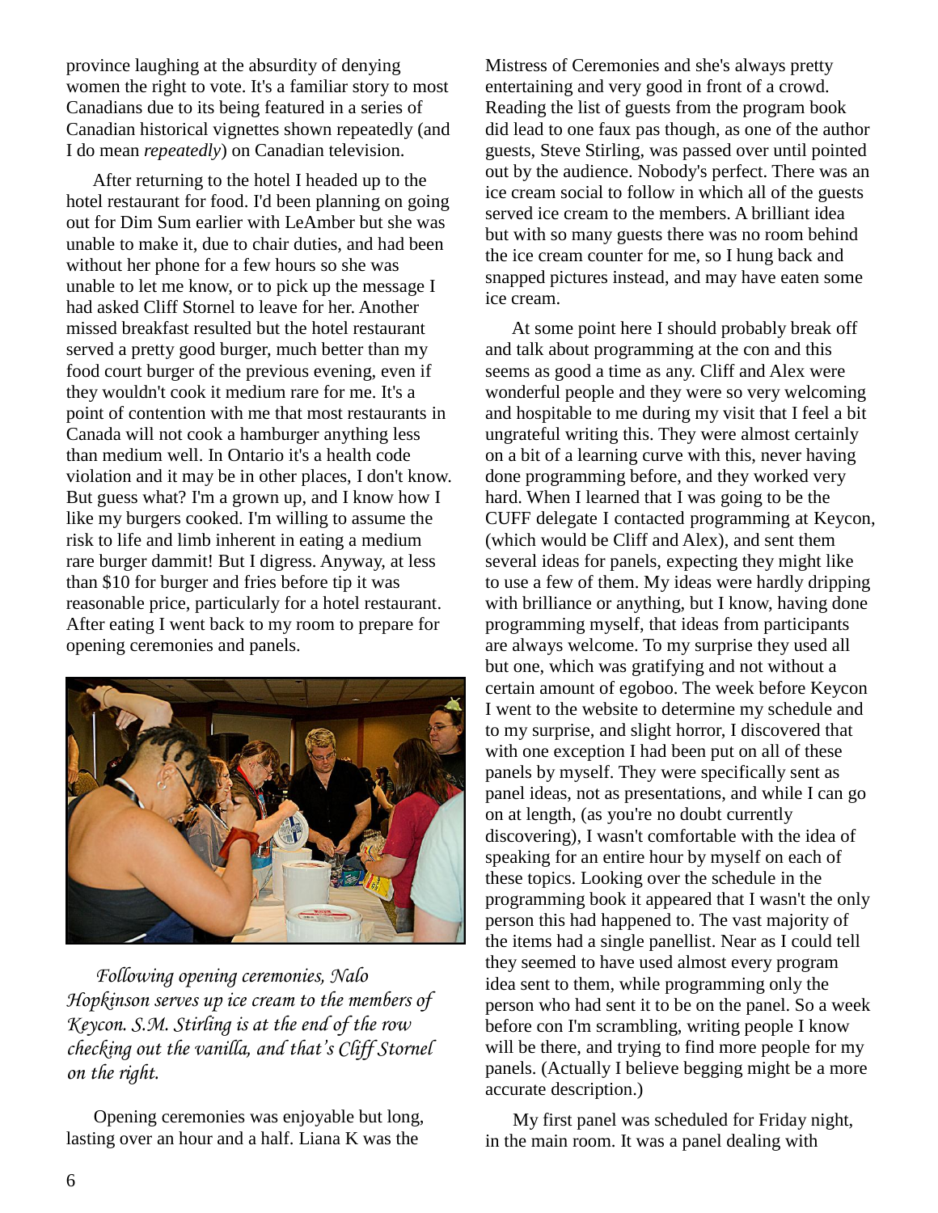province laughing at the absurdity of denying women the right to vote. It's a familiar story to most Canadians due to its being featured in a series of Canadian historical vignettes shown repeatedly (and I do mean *repeatedly*) on Canadian television.

After returning to the hotel I headed up to the hotel restaurant for food. I'd been planning on going out for Dim Sum earlier with LeAmber but she was unable to make it, due to chair duties, and had been without her phone for a few hours so she was unable to let me know, or to pick up the message I had asked Cliff Stornel to leave for her. Another missed breakfast resulted but the hotel restaurant served a pretty good burger, much better than my food court burger of the previous evening, even if they wouldn't cook it medium rare for me. It's a point of contention with me that most restaurants in Canada will not cook a hamburger anything less than medium well. In Ontario it's a health code violation and it may be in other places, I don't know. But guess what? I'm a grown up, and I know how I like my burgers cooked. I'm willing to assume the risk to life and limb inherent in eating a medium rare burger dammit! But I digress. Anyway, at less than $10 for burger and fries before tip it was reasonable price, particularly for a hotel restaurant. After eating I went back to my room to prepare for opening ceremonies and panels.

*Following opening ceremonies, Nalo Hopkinson serves up ice cream to the members of Keycon. S.M. Stirling is at the end of the row checking out the vanilla, and that's Cliff Stornel on the right.*

Opening ceremonies was enjoyable but long, lasting over an hour and a half. Liana K was the Mistress of Ceremonies and she's always pretty entertaining and very good in front of a crowd. Reading the list of guests from the program book did lead to one faux pas though, as one of the author guests, Steve Stirling, was passed over until pointed out by the audience. Nobody's perfect. There was an ice cream social to follow in which all of the guests served ice cream to the members. A brilliant idea but with so many guests there was no room behind the ice cream counter for me, so I hung back and snapped pictures instead, and may have eaten some ice cream.

At some point here I should probably break off and talk about programming at the con and this seems as good a time as any. Cliff and Alex were wonderful people and they were so very welcoming and hospitable to me during my visit that I feel a bit ungrateful writing this. They were almost certainly on a bit of a learning curve with this, never having done programming before, and they worked very hard. When I learned that I was going to be the CUFF delegate I contacted programming at Keycon, (which would be Cliff and Alex), and sent them several ideas for panels, expecting they might like to use a few of them. My ideas were hardly dripping with brilliance or anything, but I know, having done programming myself, that ideas from participants are always welcome. To my surprise they used all but one, which was gratifying and not without a certain amount of egoboo. The week before Keycon I went to the website to determine my schedule and to my surprise, and slight horror, I discovered that with one exception I had been put on all of these panels by myself. They were specifically sent as panel ideas, not as presentations, and while I can go on at length, (as you're no doubt currently discovering), I wasn't comfortable with the idea of speaking for an entire hour by myself on each of these topics. Looking over the schedule in the programming book it appeared that I wasn't the only person this had happened to. The vast majority of the items had a single panellist. Near as I could tell they seemed to have used almost every program idea sent to them, while programming only the person who had sent it to be on the panel. So a week before con I'm scrambling, writing people I know will be there, and trying to find more people for my panels. (Actually I believe begging might be a more accurate description.)

My first panel was scheduled for Friday night, in the main room. It was a panel dealing with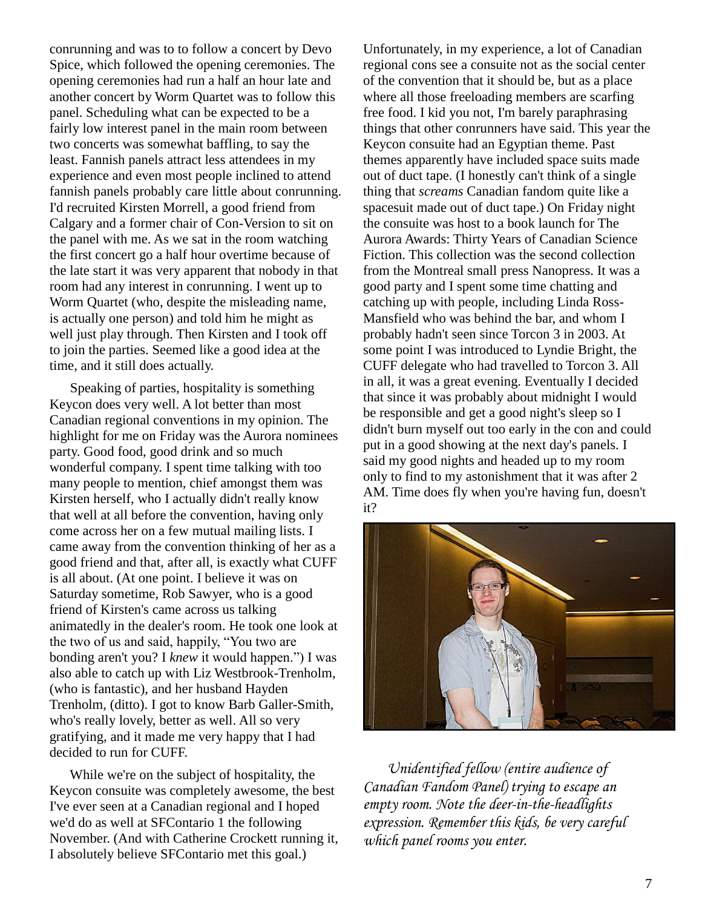conrunning and was to to follow a concert by Devo Spice, which followed the opening ceremonies. The opening ceremonies had run a half an hour late and another concert by Worm Quartet was to follow this panel. Scheduling what can be expected to be a fairly low interest panel in the main room between two concerts was somewhat baffling, to say the least. Fannish panels attract less attendees in my experience and even most people inclined to attend fannish panels probably care little about conrunning. I'd recruited Kirsten Morrell, a good friend from Calgary and a former chair of Con-Version to sit on the panel with me. As we sat in the room watching the first concert go a half hour overtime because of the late start it was very apparent that nobody in that room had any interest in conrunning. I went up to Worm Quartet (who, despite the misleading name, is actually one person) and told him he might as well just play through. Then Kirsten and I took off to join the parties. Seemed like a good idea at the time, and it still does actually.

Speaking of parties, hospitality is something Keycon does very well. A lot better than most Canadian regional conventions in my opinion. The highlight for me on Friday was the Aurora nominees party. Good food, good drink and so much wonderful company. I spent time talking with too many people to mention, chief amongst them was Kirsten herself, who I actually didn't really know that well at all before the convention, having only come across her on a few mutual mailing lists. I came away from the convention thinking of her as a good friend and that, after all, is exactly what CUFF is all about. (At one point. I believe it was on Saturday sometime, Rob Sawyer, who is a good friend of Kirsten's came across us talking animatedly in the dealer's room. He took one look at the two of us and said, happily, “You two are bonding aren't you? I *knew* it would happen.”) I was also able to catch up with Liz Westbrook-Trenholm, (who is fantastic), and her husband Hayden Trenholm, (ditto). I got to know Barb Galler-Smith, who's really lovely, better as well. All so very gratifying, and it made me very happy that I had decided to run for CUFF.

While we're on the subject of hospitality, the Keycon consuite was completely awesome, the best I've ever seen at a Canadian regional and I hoped we'd do as well at SFContario 1 the following November. (And with Catherine Crockett running it, I absolutely believe SFContario met this goal.)

Unfortunately, in my experience, a lot of Canadian regional cons see a consuite not as the social center of the convention that it should be, but as a place where all those freeloading members are scarfing free food. I kid you not, I'm barely paraphrasing things that other conrunners have said. This year the Keycon consuite had an Egyptian theme. Past themes apparently have included space suits made out of duct tape. (I honestly can't think of a single thing that *screams* Canadian fandom quite like a spacesuit made out of duct tape.) On Friday night the consuite was host to a book launch for The Aurora Awards: Thirty Years of Canadian Science Fiction. This collection was the second collection from the Montreal small press Nanopress. It was a good party and I spent some time chatting and catching up with people, including Linda Ross-Mansfield who was behind the bar, and whom I probably hadn't seen since Torcon 3 in 2003. At some point I was introduced to Lyndie Bright, the CUFF delegate who had travelled to Torcon 3. All in all, it was a great evening. Eventually I decided that since it was probably about midnight I would be responsible and get a good night's sleep so I didn't burn myself out too early in the con and could put in a good showing at the next day's panels. I said my good nights and headed up to my room only to find to my astonishment that it was after 2 AM. Time does fly when you're having fun, doesn't it?

*Unidentified fellow (entire audience of Canadian Fandom Panel) trying to escape an empty room. Note the deer-in-the-headlights expression. Remember this kids, be very careful which panel rooms you enter.*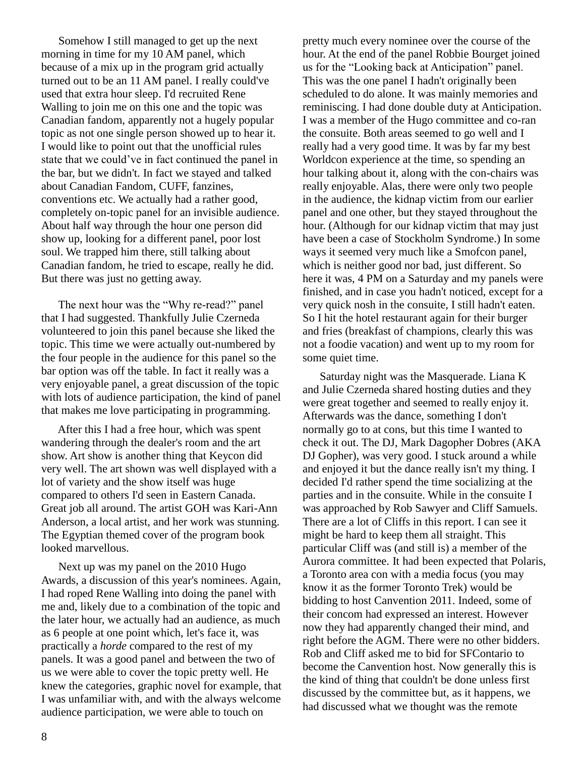Somehow I still managed to get up the next morning in time for my 10 AM panel, which because of a mix up in the program grid actually turned out to be an 11 AM panel. I really could've used that extra hour sleep. I'd recruited Rene Walling to join me on this one and the topic was Canadian fandom, apparently not a hugely popular topic as not one single person showed up to hear it. I would like to point out that the unofficial rules state that we could've in fact continued the panel in the bar, but we didn't. In fact we stayed and talked about Canadian Fandom, CUFF, fanzines, conventions etc. We actually had a rather good, completely on-topic panel for an invisible audience. About half way through the hour one person did show up, looking for a different panel, poor lost soul. We trapped him there, still talking about Canadian fandom, he tried to escape, really he did. But there was just no getting away.

The next hour was the "Why re-read?" panel that I had suggested. Thankfully Julie Czerneda volunteered to join this panel because she liked the topic. This time we were actually out-numbered by the four people in the audience for this panel so the bar option was off the table. In fact it really was a very enjoyable panel, a great discussion of the topic with lots of audience participation, the kind of panel that makes me love participating in programming.

After this I had a free hour, which was spent wandering through the dealer's room and the art show. Art show is another thing that Keycon did very well. The art shown was well displayed with a lot of variety and the show itself was huge compared to others I'd seen in Eastern Canada. Great job all around. The artist GOH was Kari-Ann Anderson, a local artist, and her work was stunning. The Egyptian themed cover of the program book looked marvellous.

Next up was my panel on the 2010 Hugo Awards, a discussion of this year's nominees. Again, I had roped Rene Walling into doing the panel with me and, likely due to a combination of the topic and the later hour, we actually had an audience, as much as 6 people at one point which, let's face it, was practically a *horde* compared to the rest of my panels. It was a good panel and between the two of us we were able to cover the topic pretty well. He knew the categories, graphic novel for example, that I was unfamiliar with, and with the always welcome audience participation, we were able to touch on pretty much every nominee over the course of the hour. At the end of the panel Robbie Bourget joined us for the "Looking back at Anticipation" panel. This was the one panel I hadn't originally been scheduled to do alone. It was mainly memories and reminiscing. I had done double duty at Anticipation. I was a member of the Hugo committee and co-ran the consuite. Both areas seemed to go well and I really had a very good time. It was by far my best Worldcon experience at the time, so spending an hour talking about it, along with the con-chairs was really enjoyable. Alas, there were only two people in the audience, the kidnap victim from our earlier panel and one other, but they stayed throughout the hour. (Although for our kidnap victim that may just have been a case of Stockholm Syndrome.) In some ways it seemed very much like a Smofcon panel, which is neither good nor bad, just different. So here it was, 4 PM on a Saturday and my panels were finished, and in case you hadn't noticed, except for a very quick nosh in the consuite, I still hadn't eaten. So I hit the hotel restaurant again for their burger and fries (breakfast of champions, clearly this was not a foodie vacation) and went up to my room for some quiet time.

Saturday night was the Masquerade. Liana K and Julie Czerneda shared hosting duties and they were great together and seemed to really enjoy it. Afterwards was the dance, something I don't normally go to at cons, but this time I wanted to check it out. The DJ, Mark Dagopher Dobres (AKA DJ Gopher), was very good. I stuck around a while and enjoyed it but the dance really isn't my thing. I decided I'd rather spend the time socializing at the parties and in the consuite. While in the consuite I was approached by Rob Sawyer and Cliff Samuels. There are a lot of Cliffs in this report. I can see it might be hard to keep them all straight. This particular Cliff was (and still is) a member of the Aurora committee. It had been expected that Polaris, a Toronto area con with a media focus (you may know it as the former Toronto Trek) would be bidding to host Canvention 2011. Indeed, some of their concom had expressed an interest. However now they had apparently changed their mind, and right before the AGM. There were no other bidders. Rob and Cliff asked me to bid for SFContario to become the Canvention host. Now generally this is the kind of thing that couldn't be done unless first discussed by the committee but, as it happens, we had discussed what we thought was the remote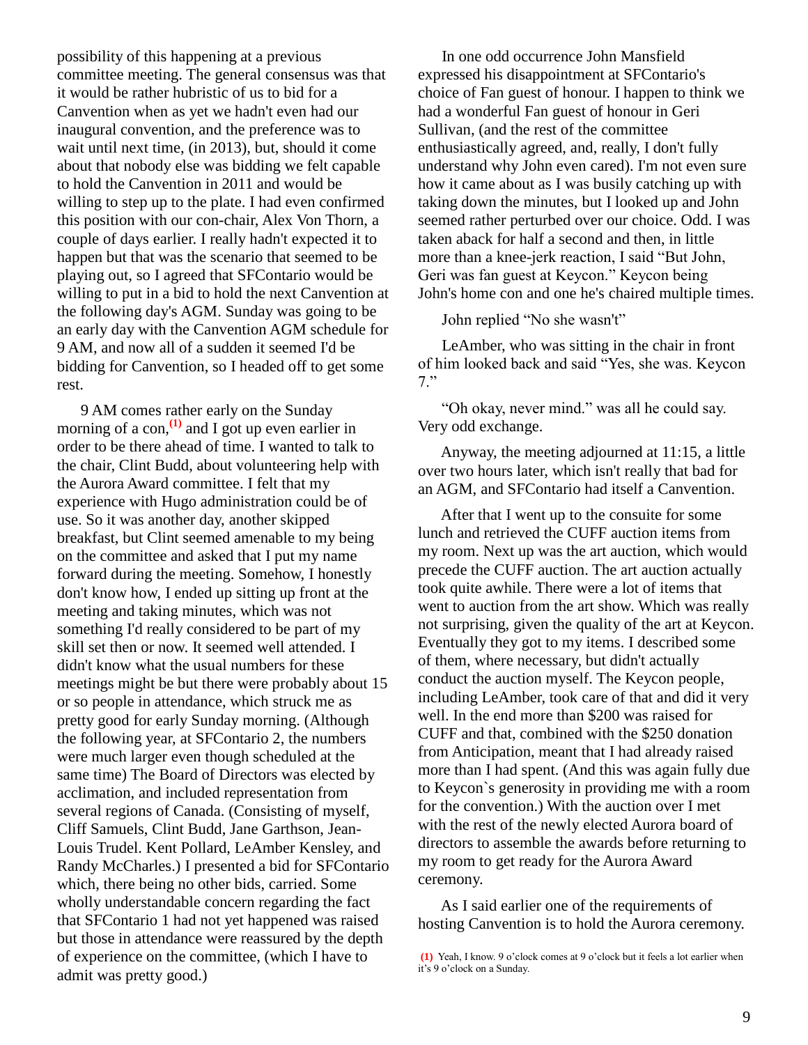possibility of this happening at a previous committee meeting. The general consensus was that it would be rather hubristic of us to bid for a Canvention when as yet we hadn't even had our inaugural convention, and the preference was to wait until next time, (in 2013), but, should it come about that nobody else was bidding we felt capable to hold the Canvention in 2011 and would be willing to step up to the plate. I had even confirmed this position with our con-chair, Alex Von Thorn, a couple of days earlier. I really hadn't expected it to happen but that was the scenario that seemed to be playing out, so I agreed that SFContario would be willing to put in a bid to hold the next Canvention at the following day's AGM. Sunday was going to be an early day with the Canvention AGM schedule for 9 AM, and now all of a sudden it seemed I'd be bidding for Canvention, so I headed off to get some rest.

9 AM comes rather early on the Sunday morning of a con,[(1)] and I got up even earlier in order to be there ahead of time. I wanted to talk to the chair, Clint Budd, about volunteering help with the Aurora Award committee. I felt that my experience with Hugo administration could be of use. So it was another day, another skipped breakfast, but Clint seemed amenable to my being on the committee and asked that I put my name forward during the meeting. Somehow, I honestly don't know how, I ended up sitting up front at the meeting and taking minutes, which was not something I'd really considered to be part of my skill set then or now. It seemed well attended. I didn't know what the usual numbers for these meetings might be but there were probably about 15 or so people in attendance, which struck me as pretty good for early Sunday morning. (Although the following year, at SFContario 2, the numbers were much larger even though scheduled at the same time) The Board of Directors was elected by acclimation, and included representation from several regions of Canada. (Consisting of myself, Cliff Samuels, Clint Budd, Jane Garthson, Jean-Louis Trudel. Kent Pollard, LeAmber Kensley, and Randy McCharles.) I presented a bid for SFContario which, there being no other bids, carried. Some wholly understandable concern regarding the fact that SFContario 1 had not yet happened was raised but those in attendance were reassured by the depth of experience on the committee, (which I have to admit was pretty good.)

In one odd occurrence John Mansfield expressed his disappointment at SFContario's choice of Fan guest of honour. I happen to think we had a wonderful Fan guest of honour in Geri Sullivan, (and the rest of the committee enthusiastically agreed, and, really, I don't fully understand why John even cared). I'm not even sure how it came about as I was busily catching up with taking down the minutes, but I looked up and John seemed rather perturbed over our choice. Odd. I was taken aback for half a second and then, in little more than a knee-jerk reaction, I said "But John, Geri was fan guest at Keycon." Keycon being John's home con and one he's chaired multiple times.

John replied "No she wasn't"

LeAmber, who was sitting in the chair in front of him looked back and said "Yes, she was. Keycon 7."

"Oh okay, never mind." was all he could say. Very odd exchange.

Anyway, the meeting adjourned at 11:15, a little over two hours later, which isn't really that bad for an AGM, and SFContario had itself a Canvention.

After that I went up to the consuite for some lunch and retrieved the CUFF auction items from my room. Next up was the art auction, which would precede the CUFF auction. The art auction actually took quite awhile. There were a lot of items that went to auction from the art show. Which was really not surprising, given the quality of the art at Keycon. Eventually they got to my items. I described some of them, where necessary, but didn't actually conduct the auction myself. The Keycon people, including LeAmber, took care of that and did it very well. In the end more than $200 was raised for CUFF and that, combined with the $250 donation from Anticipation, meant that I had already raised more than I had spent. (And this was again fully due to Keycon`s generosity in providing me with a room for the convention.) With the auction over I met with the rest of the newly elected Aurora board of directors to assemble the awards before returning to my room to get ready for the Aurora Award ceremony.

As I said earlier one of the requirements of hosting Canvention is to hold the Aurora ceremony.

(1) Yeah, I know. 9 o'clock comes at 9 o'clock but it feels a lot earlier when it's 9 o'clock on a Sunday.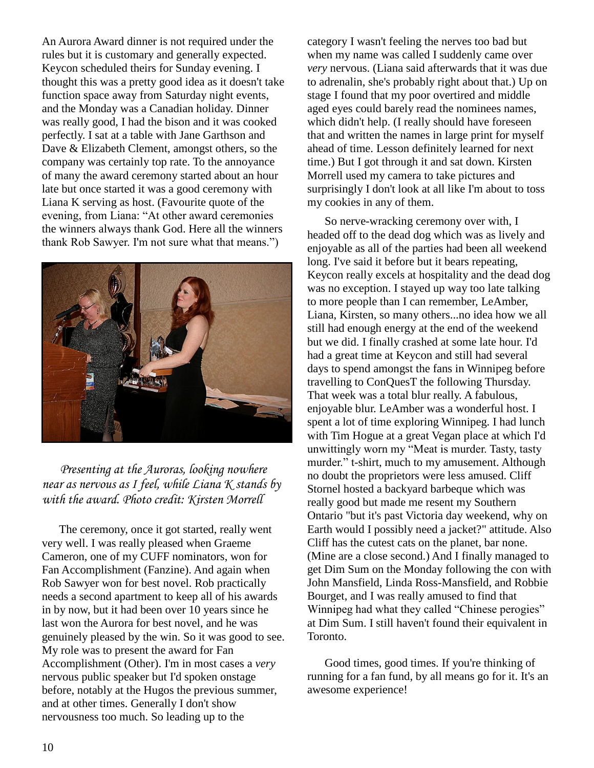An Aurora Award dinner is not required under the rules but it is customary and generally expected. Keycon scheduled theirs for Sunday evening. I thought this was a pretty good idea as it doesn't take function space away from Saturday night events, and the Monday was a Canadian holiday. Dinner was really good, I had the bison and it was cooked perfectly. I sat at a table with Jane Garthson and Dave & Elizabeth Clement, amongst others, so the company was certainly top rate. To the annoyance of many the award ceremony started about an hour late but once started it was a good ceremony with Liana K serving as host. (Favourite quote of the evening, from Liana: "At other award ceremonies the winners always thank God. Here all the winners thank Rob Sawyer. I'm not sure what that means.")

*Presenting at the Auroras, looking nowhere near as nervous as I feel, while Liana K stands by with the award. Photo credit: Kirsten Morrell*

The ceremony, once it got started, really went very well. I was really pleased when Graeme Cameron, one of my CUFF nominators, won for Fan Accomplishment (Fanzine). And again when Rob Sawyer won for best novel. Rob practically needs a second apartment to keep all of his awards in by now, but it had been over 10 years since he last won the Aurora for best novel, and he was genuinely pleased by the win. So it was good to see. My role was to present the award for Fan Accomplishment (Other). I'm in most cases a *very* nervous public speaker but I'd spoken onstage before, notably at the Hugos the previous summer, and at other times. Generally I don't show nervousness too much. So leading up to the category I wasn't feeling the nerves too bad but when my name was called I suddenly came over *very* nervous. (Liana said afterwards that it was due to adrenalin, she's probably right about that.) Up on stage I found that my poor overtired and middle aged eyes could barely read the nominees names, which didn't help. (I really should have foreseen that and written the names in large print for myself ahead of time. Lesson definitely learned for next time.) But I got through it and sat down. Kirsten Morrell used my camera to take pictures and surprisingly I don't look at all like I'm about to toss my cookies in any of them.

So nerve-wracking ceremony over with, I headed off to the dead dog which was as lively and enjoyable as all of the parties had been all weekend long. I've said it before but it bears repeating, Keycon really excels at hospitality and the dead dog was no exception. I stayed up way too late talking to more people than I can remember, LeAmber, Liana, Kirsten, so many others...no idea how we all still had enough energy at the end of the weekend but we did. I finally crashed at some late hour. I'd had a great time at Keycon and still had several days to spend amongst the fans in Winnipeg before travelling to ConQuesT the following Thursday. That week was a total blur really. A fabulous, enjoyable blur. LeAmber was a wonderful host. I spent a lot of time exploring Winnipeg. I had lunch with Tim Hogue at a great Vegan place at which I'd unwittingly worn my "Meat is murder. Tasty, tasty murder." t-shirt, much to my amusement. Although no doubt the proprietors were less amused. Cliff Stornel hosted a backyard barbeque which was really good but made me resent my Southern Ontario "but it's past Victoria day weekend, why on Earth would I possibly need a jacket?" attitude. Also Cliff has the cutest cats on the planet, bar none. (Mine are a close second.) And I finally managed to get Dim Sum on the Monday following the con with John Mansfield, Linda Ross-Mansfield, and Robbie Bourget, and I was really amused to find that Winnipeg had what they called "Chinese perogies" at Dim Sum. I still haven't found their equivalent in Toronto.

Good times, good times. If you're thinking of running for a fan fund, by all means go for it. It's an awesome experience!